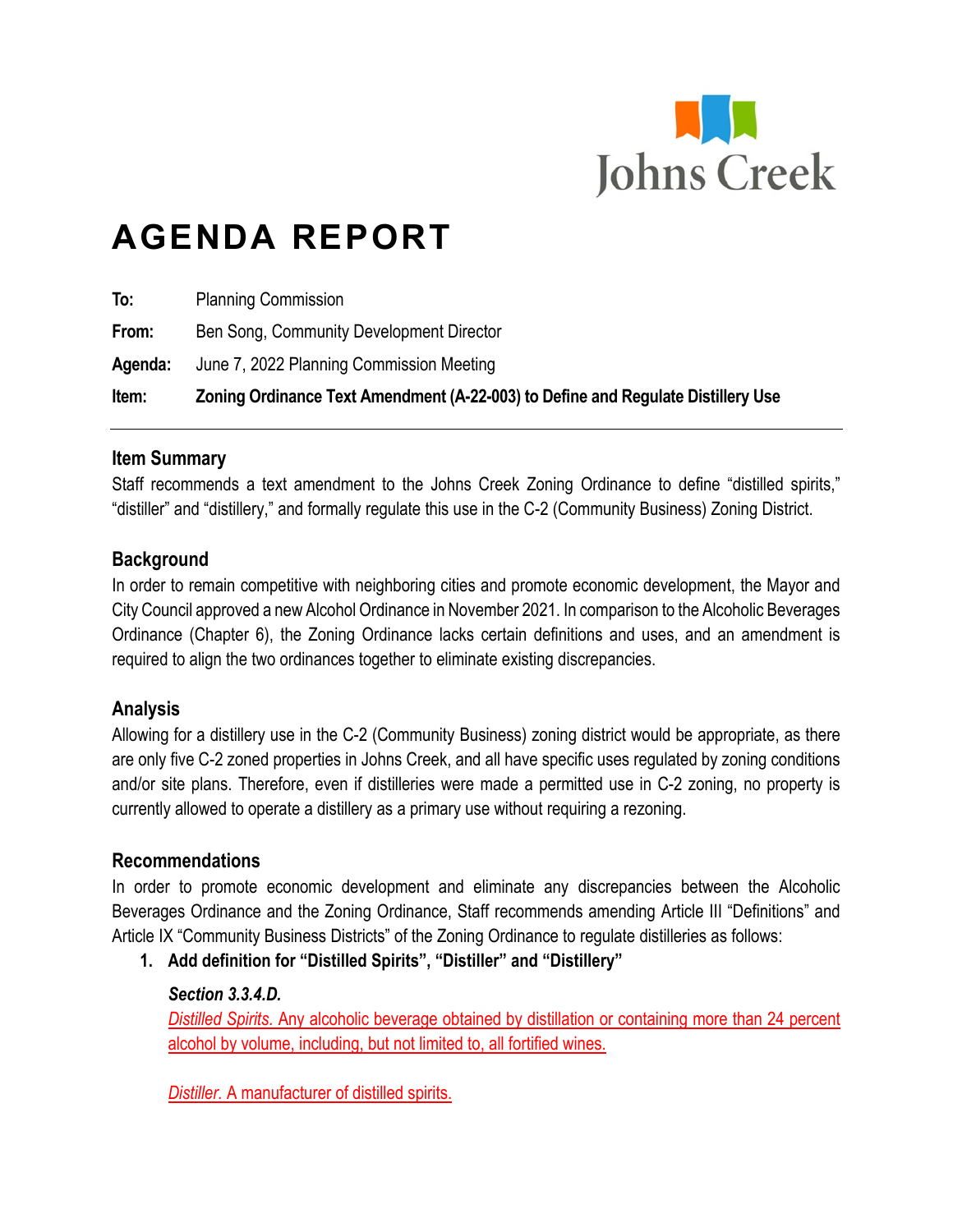Johns Creek

# AGENDA REPORT

**To:** Planning Commission

**From:** Ben Song, Community Development Director

**Agenda:** June 7, 2022 Planning Commission Meeting

**Item:** **Zoning Ordinance Text Amendment (A-22-003) to Define and Regulate Distillery Use**

---

## Item Summary

Staff recommends a text amendment to the Johns Creek Zoning Ordinance to define "distilled spirits," "distiller" and "distillery," and formally regulate this use in the C-2 (Community Business) Zoning District.

## Background

In order to remain competitive with neighboring cities and promote economic development, the Mayor and City Council approved a new Alcohol Ordinance in November 2021. In comparison to the Alcoholic Beverages Ordinance (Chapter 6), the Zoning Ordinance lacks certain definitions and uses, and an amendment is required to align the two ordinances together to eliminate existing discrepancies.

## Analysis

Allowing for a distillery use in the C-2 (Community Business) zoning district would be appropriate, as there are only five C-2 zoned properties in Johns Creek, and all have specific uses regulated by zoning conditions and/or site plans. Therefore, even if distilleries were made a permitted use in C-2 zoning, no property is currently allowed to operate a distillery as a primary use without requiring a rezoning.

## Recommendations

In order to promote economic development and eliminate any discrepancies between the Alcoholic Beverages Ordinance and the Zoning Ordinance, Staff recommends amending Article III "Definitions" and Article IX "Community Business Districts" of the Zoning Ordinance to regulate distilleries as follows:

1. **Add definition for "Distilled Spirits", "Distiller" and "Distillery"**

   ***Section 3.3.4.D.***

   *Distilled Spirits.* Any alcoholic beverage obtained by distillation or containing more than 24 percent alcohol by volume, including, but not limited to, all fortified wines.

   *Distiller.* A manufacturer of distilled spirits.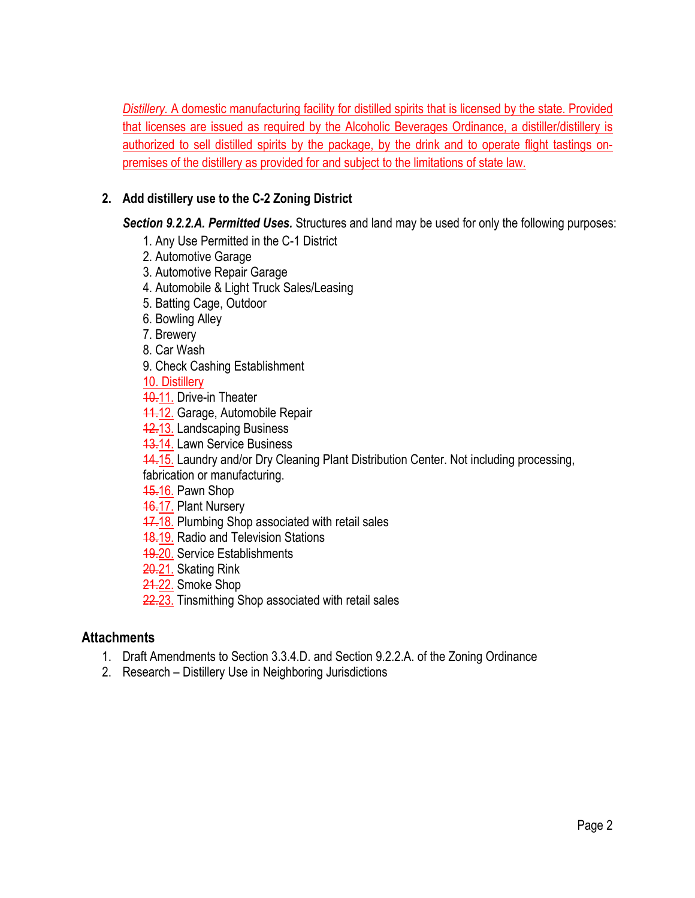*Distillery.* A domestic manufacturing facility for distilled spirits that is licensed by the state. Provided that licenses are issued as required by the Alcoholic Beverages Ordinance, a distiller/distillery is authorized to sell distilled spirits by the package, by the drink and to operate flight tastings on-premises of the distillery as provided for and subject to the limitations of state law.

**2. Add distillery use to the C-2 Zoning District**

***Section 9.2.2.A. Permitted Uses.*** Structures and land may be used for only the following purposes:

1. Any Use Permitted in the C-1 District
2. Automotive Garage
3. Automotive Repair Garage
4. Automobile & Light Truck Sales/Leasing
5. Batting Cage, Outdoor
6. Bowling Alley
7. Brewery
8. Car Wash
9. Check Cashing Establishment

10. Distillery  
~~10.~~11. Drive-in Theater  
~~11.~~12. Garage, Automobile Repair  
~~12.~~13. Landscaping Business  
~~13.~~14. Lawn Service Business  
~~14.~~15. Laundry and/or Dry Cleaning Plant Distribution Center. Not including processing, fabrication or manufacturing.  
~~15.~~16. Pawn Shop  
~~16.~~17. Plant Nursery  
~~17.~~18. Plumbing Shop associated with retail sales  
~~18.~~19. Radio and Television Stations  
~~19.~~20. Service Establishments  
~~20.~~21. Skating Rink  
~~21.~~22. Smoke Shop  
~~22.~~23. Tinsmithing Shop associated with retail sales

## Attachments

1. Draft Amendments to Section 3.3.4.D. and Section 9.2.2.A. of the Zoning Ordinance
2. Research – Distillery Use in Neighboring Jurisdictions